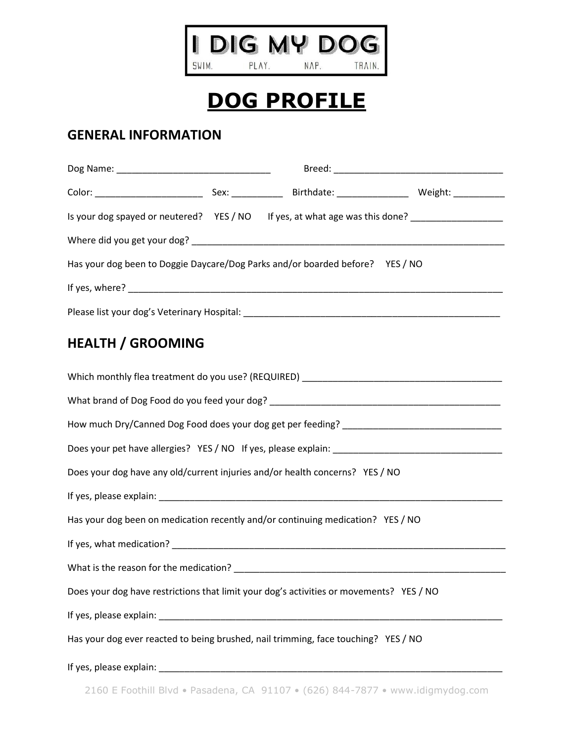# I DIG MY DOG

SWIM. PLAY. NAP. TRAIN.

# DOG PROFILE

## GENERAL INFORMATION

Dog Name: ______________________________ Breed: _________________________________

Color: _____________________ Sex: __________ Birthdate: ______________ Weight: __________

Is your dog spayed or neutered? YES / NO If yes, at what age was this done? __________________

Where did you get your dog? ______________________________________________________________

Has your dog been to Doggie Daycare/Dog Parks and/or boarded before? YES / NO

If yes, where? ___________________________________________________________________________

Please list your dog's Veterinary Hospital: ____________________________________________________

## HEALTH / GROOMING

Which monthly flea treatment do you use? (REQUIRED) ________________________________________

What brand of Dog Food do you feed your dog? _____________________________________________

How much Dry/Canned Dog Food does your dog get per feeding? _______________________________

Does your pet have allergies? YES / NO If yes, please explain: _________________________________

Does your dog have any old/current injuries and/or health concerns? YES / NO

If yes, please explain: ______________________________________________________________________

Has your dog been on medication recently and/or continuing medication? YES / NO

If yes, what medication? ____________________________________________________________________

What is the reason for the medication? _______________________________________________________

Does your dog have restrictions that limit your dog's activities or movements? YES / NO

If yes, please explain: ______________________________________________________________________

Has your dog ever reacted to being brushed, nail trimming, face touching? YES / NO

If yes, please explain: ______________________________________________________________________

2160 E Foothill Blvd • Pasadena, CA 91107 • (626) 844-7877 • www.idigmydog.com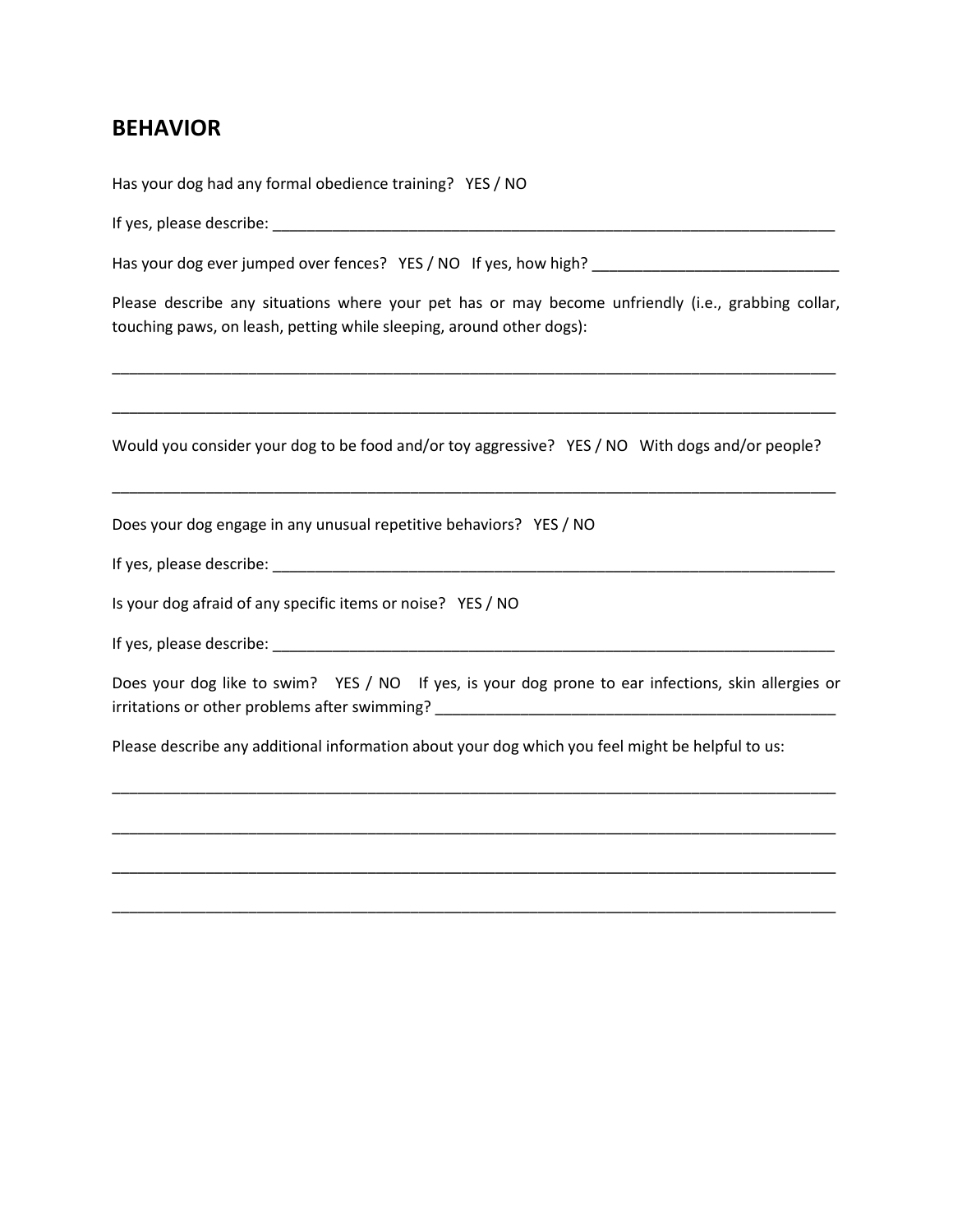## BEHAVIOR

Has your dog had any formal obedience training? YES / NO

If yes, please describe: ______________________________________________________________________

Has your dog ever jumped over fences? YES / NO If yes, how high? _____________________________

Please describe any situations where your pet has or may become unfriendly (i.e., grabbing collar, touching paws, on leash, petting while sleeping, around other dogs):

_____________________________________________________________________________________________

_____________________________________________________________________________________________

Would you consider your dog to be food and/or toy aggressive? YES / NO With dogs and/or people?

_____________________________________________________________________________________________

Does your dog engage in any unusual repetitive behaviors? YES / NO

If yes, please describe: ______________________________________________________________________

Is your dog afraid of any specific items or noise? YES / NO

If yes, please describe: ______________________________________________________________________

Does your dog like to swim? YES / NO If yes, is your dog prone to ear infections, skin allergies or irritations or other problems after swimming? ____________________________________________________

Please describe any additional information about your dog which you feel might be helpful to us:

_____________________________________________________________________________________________

_____________________________________________________________________________________________

_____________________________________________________________________________________________

_____________________________________________________________________________________________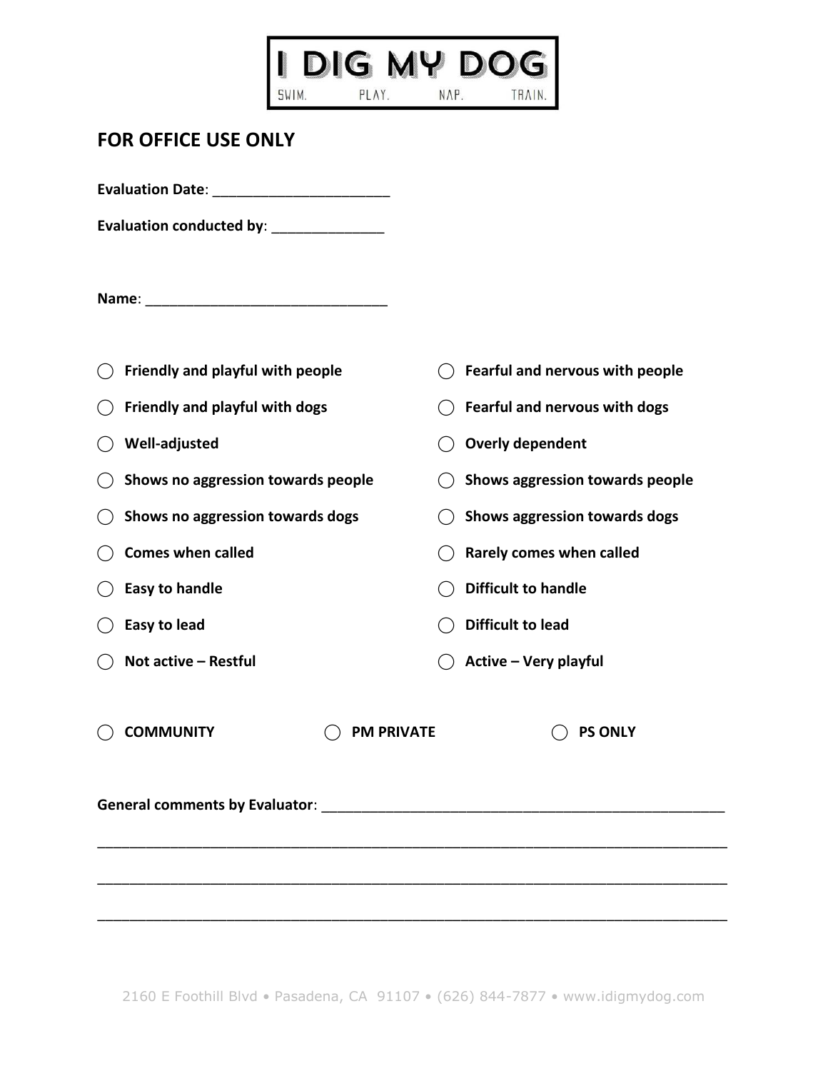I DIG MY DOG

SWIM. PLAY. NAP. TRAIN.

## FOR OFFICE USE ONLY

**Evaluation Date**: ______________________

**Evaluation conducted by**: ______________

**Name**: ______________________________

| | |
|---|---|
| ◯ **Friendly and playful with people** | ◯ **Fearful and nervous with people** |
| ◯ **Friendly and playful with dogs** | ◯ **Fearful and nervous with dogs** |
| ◯ **Well-adjusted** | ◯ **Overly dependent** |
| ◯ **Shows no aggression towards people** | ◯ **Shows aggression towards people** |
| ◯ **Shows no aggression towards dogs** | ◯ **Shows aggression towards dogs** |
| ◯ **Comes when called** | ◯ **Rarely comes when called** |
| ◯ **Easy to handle** | ◯ **Difficult to handle** |
| ◯ **Easy to lead** | ◯ **Difficult to lead** |
| ◯ **Not active – Restful** | ◯ **Active – Very playful** |

◯ **COMMUNITY** ◯ **PM PRIVATE** ◯ **PS ONLY**

**General comments by Evaluator**: ____________________________________________________

________________________________________________________________________________

________________________________________________________________________________

________________________________________________________________________________

2160 E Foothill Blvd • Pasadena, CA 91107 • (626) 844-7877 • www.idigmydog.com